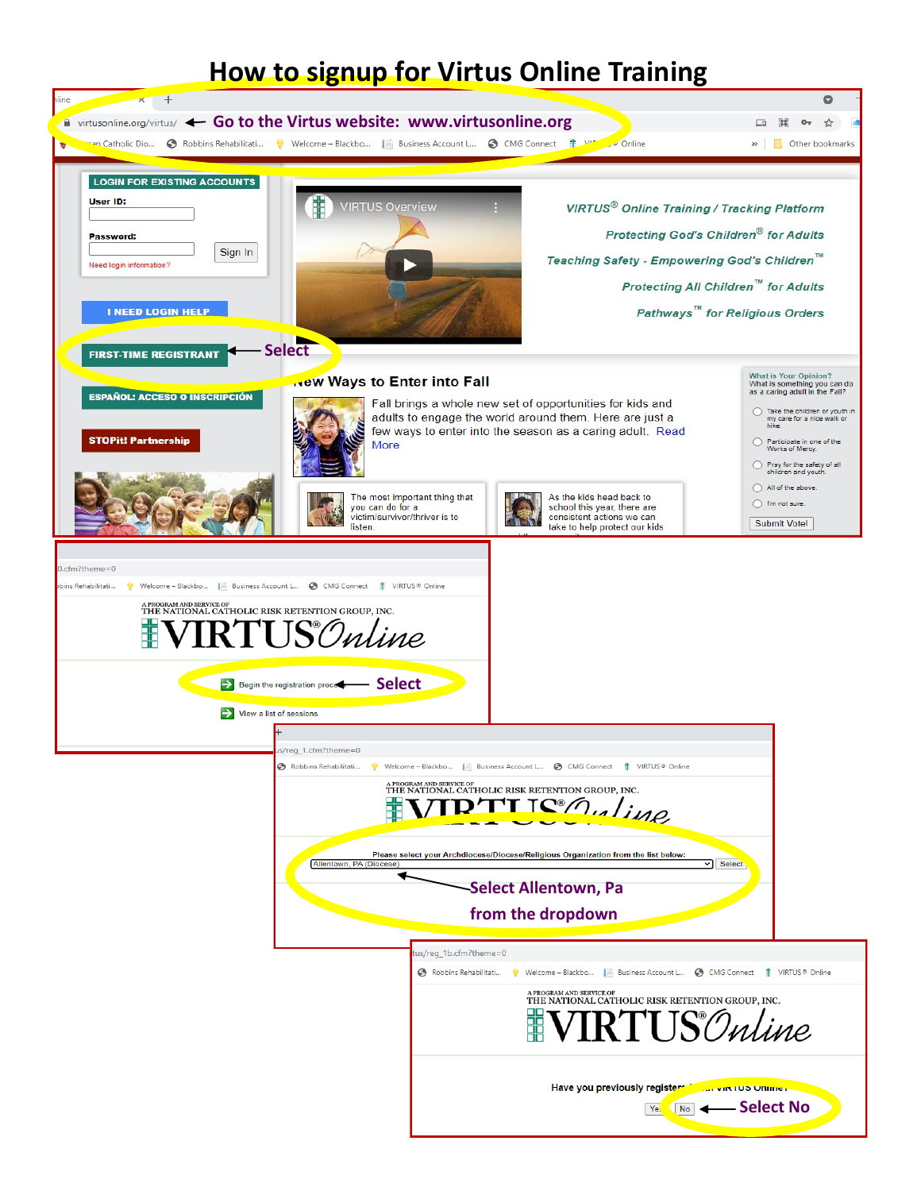# How to signup for Virtus Online Training

Go to the Virtus website: www.virtusonline.org

**FIRST-TIME REGISTRANT** ← Select

Begin the registration process ← Select

View a list of sessions

Please select your Archdiocese/Diocese/Religious Organization from the list below:

Allentown, PA (Diocese) ← Select Allentown, Pa from the dropdown

Have you previously registered in VIRTUS Online?

Yes | No ← Select No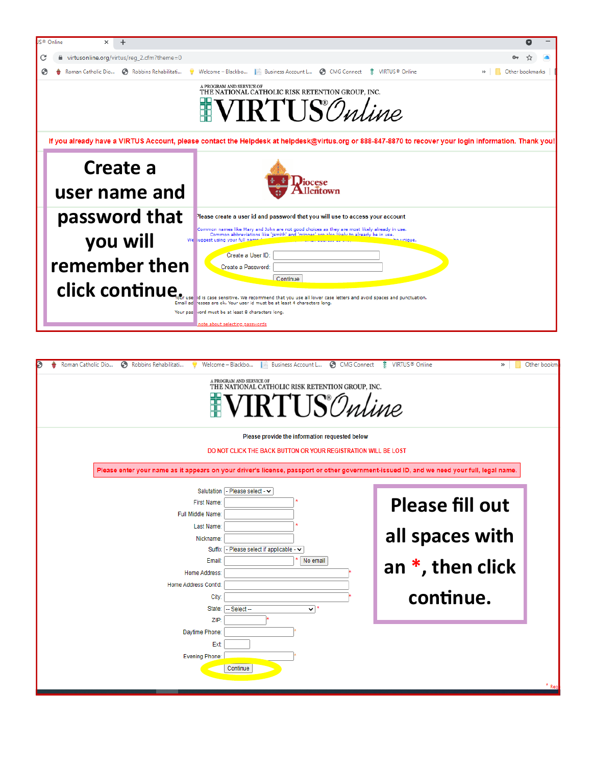VIRTUSOnline — A PROGRAM AND SERVICE OF THE NATIONAL CATHOLIC RISK RETENTION GROUP, INC.

If you already have a VIRTUS Account, please contact the Helpdesk at helpdesk@virtus.org or 888-847-8870 to recover your login information. Thank you!

**Create a user name and password that you will remember then click continue.**

Diocese of Allentown

Please create a user id and password that you will use to access your account

Common names like Mary and John are not good choices as they are most likely already in use.
Common abbreviations like 'jsmith' and 'mjones' are also likely to already be in use.
We suggest using your full name ... unique.

Create a User ID:

Create a Password:

Continue

Your user id is case sensitive. We recommend that you use all lower case letters and avoid spaces and punctuation.
Email addresses are ok. Your user id must be at least 4 characters long.

Your password must be at least 8 characters long.

note about selecting passwords

---

VIRTUSOnline — A PROGRAM AND SERVICE OF THE NATIONAL CATHOLIC RISK RETENTION GROUP, INC.

Please provide the information requested below

DO NOT CLICK THE BACK BUTTON OR YOUR REGISTRATION WILL BE LOST

Please enter your name as it appears on your driver's license, passport or other government-issued ID, and we need your full, legal name.

Salutation: - Please select -
First Name: *
Full Middle Name:
Last Name: *
Nickname:
Suffix: - Please select if applicable -
Email: * No email
Home Address: *
Home Address Contd:
City: *
State: -- Select -- *
ZIP: *
Daytime Phone: *
Ext:
Evening Phone: *

Continue

**Please fill out all spaces with an *, then click continue.**

* Req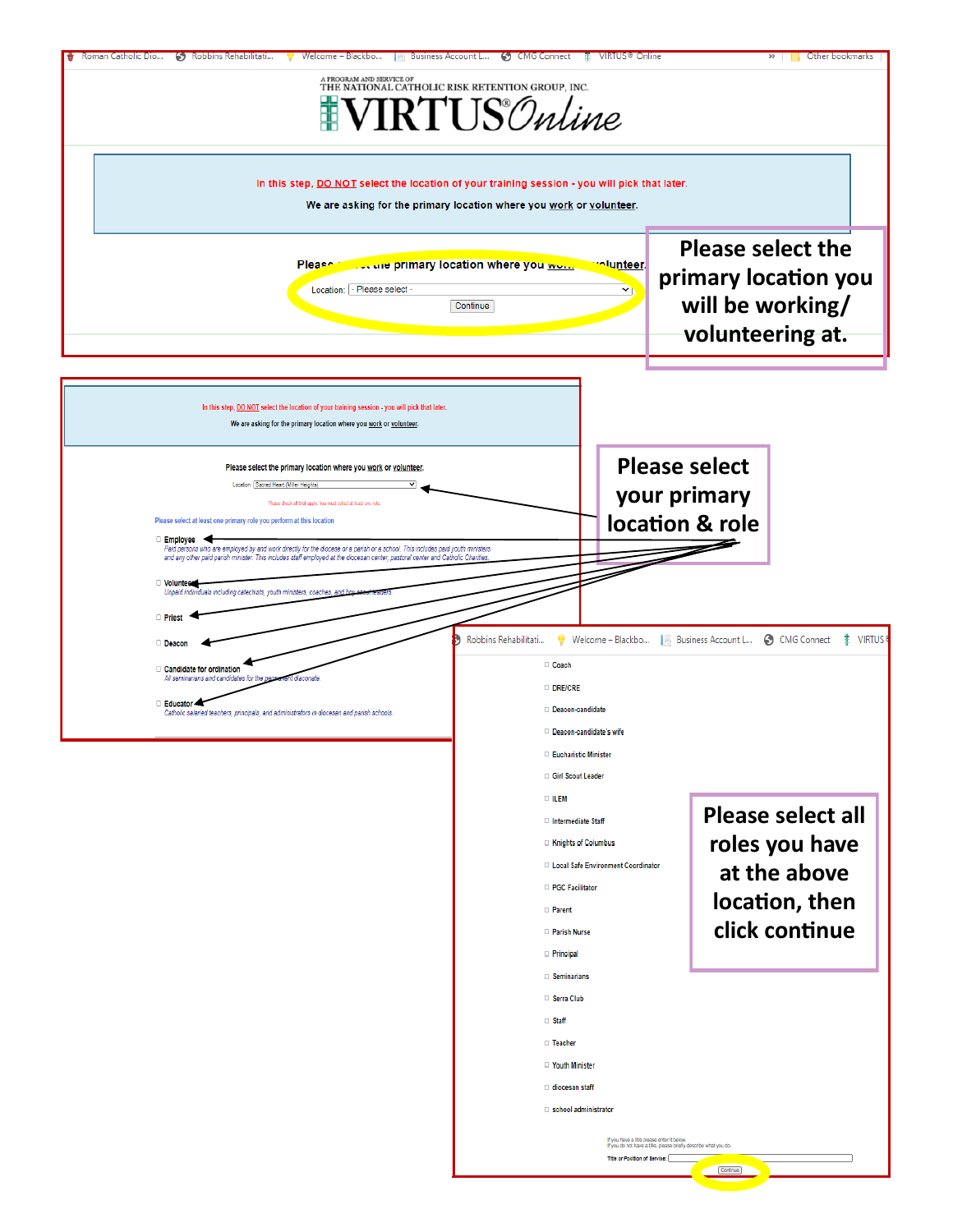Roman Catholic Dio... Robbins Rehabilitati... Welcome – Blackbo... Business Account L... CMG Connect VIRTUS® Online » Other bookmarks

A PROGRAM AND SERVICE OF
THE NATIONAL CATHOLIC RISK RETENTION GROUP, INC.

# VIRTUS® Online

In this step, DO NOT select the location of your training session - you will pick that later.

We are asking for the primary location where you work or volunteer.

Please select the primary location where you work or volunteer.

Location: - Please select -

Continue

**Please select the primary location you will be working/ volunteering at.**

---

In this step, DO NOT select the location of your training session - you will pick that later.

We are asking for the primary location where you work or volunteer.

Please select the primary location where you work or volunteer.

Location: Sacred Heart (Miller Heights)

Please check all that apply. You must select at least one role.

Please select at least one primary role you perform at this location

- Employee
  *Paid persons who are employed by and work directly for the diocese or a parish or a school. This includes paid youth ministers and any other paid parish minister. This includes staff employed at the diocesan center, pastoral center and Catholic Charities.*
- Volunteer
  *Unpaid individuals including catechists, youth ministers, coaches, and boy scout leaders*
- Priest
- Deacon
- Candidate for ordination
  *All seminarians and candidates for the permanent diaconate.*
- Educator
  *Catholic salaried teachers, principals, and administrators in diocesan and parish schools.*

**Please select your primary location & role**

---

Robbins Rehabilitati... Welcome – Blackbo... Business Account L... CMG Connect VIRTUS®

- Coach
- DRE/CRE
- Deacon-candidate
- Deacon-candidate's wife
- Eucharistic Minister
- Girl Scout Leader
- ILEM
- Intermediate Staff
- Knights of Columbus
- Local Safe Environment Coordinator
- PGC Facilitator
- Parent
- Parish Nurse
- Principal
- Seminarians
- Serra Club
- Staff
- Teacher
- Youth Minister
- diocesan staff
- school administrator

If you have a title please enter it below.
If you do not have a title, please briefly describe what you do.

Title or Position of Service:

Continue

**Please select all roles you have at the above location, then click continue**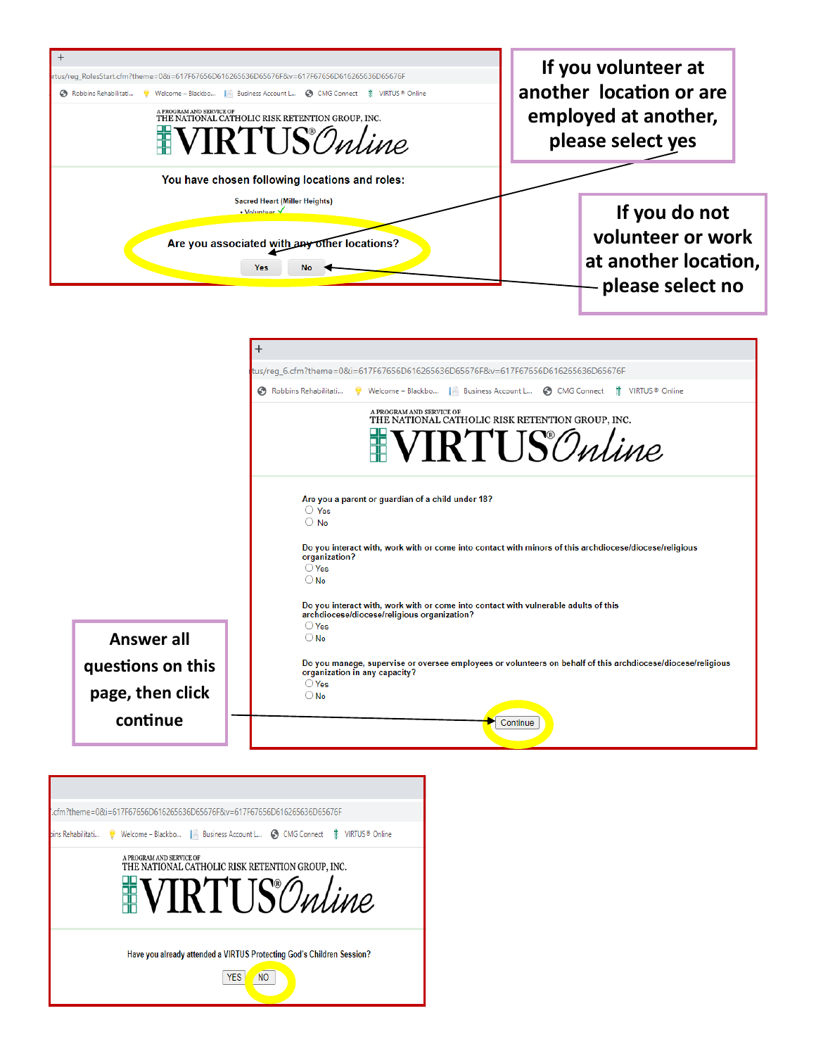rtus/reg_RolesStart.cfm?theme=0&i=617F67656D616265636D65676F&v=617F67656D616265636D65676F

Robbins Rehabilitati... | Welcome – Blackbo... | Business Account L... | CMG Connect | VIRTUS ® Online

A PROGRAM AND SERVICE OF
THE NATIONAL CATHOLIC RISK RETENTION GROUP, INC.
**VIRTUS® Online**

**You have chosen following locations and roles:**

Sacred Heart (Miller Heights)
- Volunteer ✓

**Are you associated with any other locations?**

Yes | No

**If you volunteer at another location or are employed at another, please select yes**

**If you do not volunteer or work at another location, please select no**

---

tus/reg_6.cfm?theme=0&i=617F67656D616265636D65676F&v=617F67656D616265636D65676F

Robbins Rehabilitati... | Welcome – Blackbo... | Business Account L... | CMG Connect | VIRTUS ® Online

A PROGRAM AND SERVICE OF
THE NATIONAL CATHOLIC RISK RETENTION GROUP, INC.
**VIRTUS® Online**

Are you a parent or guardian of a child under 18?
- ◯ Yes
- ◯ No

Do you interact with, work with or come into contact with minors of this archdiocese/diocese/religious organization?
- ◯ Yes
- ◯ No

Do you interact with, work with or come into contact with vulnerable adults of this archdiocese/diocese/religious organization?
- ◯ Yes
- ◯ No

Do you manage, supervise or oversee employees or volunteers on behalf of this archdiocese/diocese/religious organization in any capacity?
- ◯ Yes
- ◯ No

Continue

**Answer all questions on this page, then click continue**

---

.cfm?theme=0&i=617F67656D616265636D65676F&v=617F67656D616265636D65676F

...ins Rehabilitati... | Welcome – Blackbo... | Business Account L... | CMG Connect | VIRTUS ® Online

A PROGRAM AND SERVICE OF
THE NATIONAL CATHOLIC RISK RETENTION GROUP, INC.
**VIRTUS® Online**

Have you already attended a VIRTUS Protecting God's Children Session?

YES | NO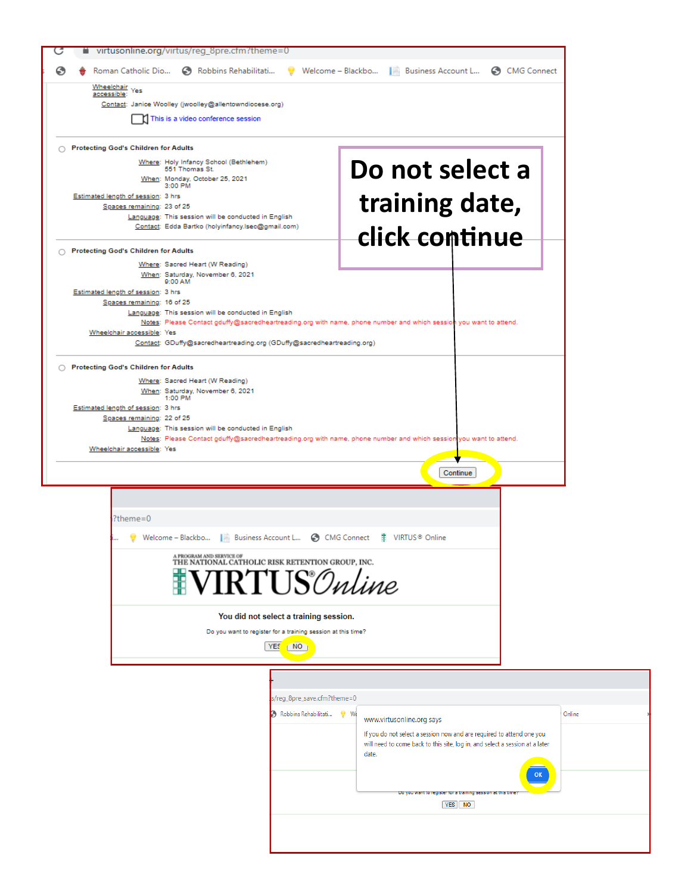virtusonline.org/virtus/reg_8pre.cfm?theme=0

Roman Catholic Dio... Robbins Rehabilitati... Welcome – Blackbo... Business Account L... CMG Connect

Wheelchair accessible: Yes
Contact: Janice Woolley (jwoolley@allentowndiocese.org)
This is a video conference session

**Protecting God's Children for Adults**

Where: Holy Infancy School (Bethlehem)
551 Thomas St.
When: Monday, October 25, 2021
3:00 PM
Estimated length of session: 3 hrs
Spaces remaining: 23 of 25
Language: This session will be conducted in English
Contact: Edda Bartko (holyinfancy.lsec@gmail.com)

**Protecting God's Children for Adults**

Where: Sacred Heart (W Reading)
When: Saturday, November 6, 2021
9:00 AM
Estimated length of session: 3 hrs
Spaces remaining: 16 of 25
Language: This session will be conducted in English
Notes: Please Contact gduffy@sacredheartreading.org with name, phone number and which session you want to attend.
Wheelchair accessible: Yes
Contact: GDuffy@sacredheartreading.org (GDuffy@sacredheartreading.org)

**Protecting God's Children for Adults**

Where: Sacred Heart (W Reading)
When: Saturday, November 6, 2021
1:00 PM
Estimated length of session: 3 hrs
Spaces remaining: 22 of 25
Language: This session will be conducted in English
Notes: Please Contact gduffy@sacredheartreading.org with name, phone number and which session you want to attend.
Wheelchair accessible: Yes

Continue

# Do not select a training date, click continue

?theme=0

Welcome – Blackbo... Business Account L... CMG Connect VIRTUS® Online

A PROGRAM AND SERVICE OF
THE NATIONAL CATHOLIC RISK RETENTION GROUP, INC.
VIRTUS® Online

**You did not select a training session.**

Do you want to register for a training session at this time?

YES NO

s/reg_8pre_save.cfm?theme=0

www.virtusonline.org says

If you do not select a session now and are required to attend one you will need to come back to this site, log in, and select a session at a later date.

OK

Do you want to register for a training session at this time?

YES NO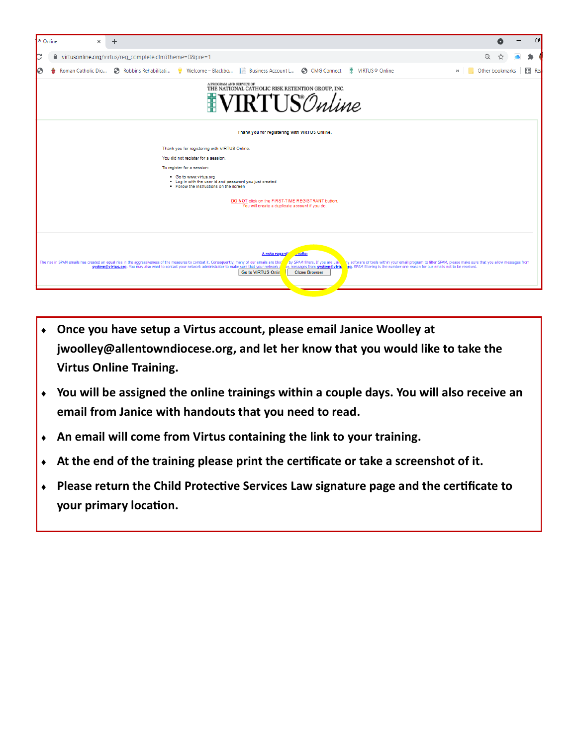Thank you for registering with VIRTUS Online.

Thank you for registering with VIRTUS Online.

You did not register for a session.

To register for a session:

- Go to www.virtus.org
- Log in with the user id and password you just created
- Follow the instructions on the screen

DO NOT click on the FIRST-TIME REGISTRANT button.
You will create a duplicate account if you do.

Go to VIRTUS Online | Close Browser

- **Once you have setup a Virtus account, please email Janice Woolley at jwoolley@allentowndiocese.org, and let her know that you would like to take the Virtus Online Training.**
- **You will be assigned the online trainings within a couple days. You will also receive an email from Janice with handouts that you need to read.**
- **An email will come from Virtus containing the link to your training.**
- **At the end of the training please print the certificate or take a screenshot of it.**
- **Please return the Child Protective Services Law signature page and the certificate to your primary location.**